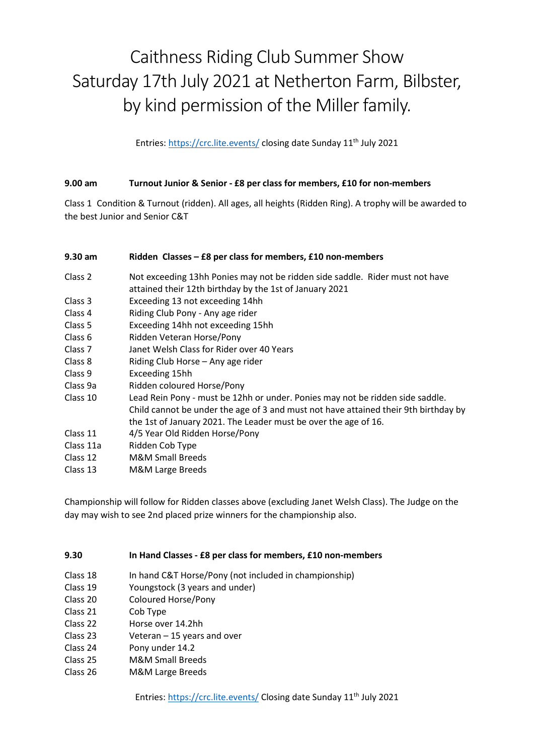# Caithness Riding Club Summer Show Saturday 17th July 2021 at Netherton Farm, Bilbster, by kind permission of the Miller family.

Entries: https://crc.lite.events/ closing date Sunday 11th July 2021

**9.00 am Turnout Junior & Senior - £8 per class for members, £10 for non-members**

Class 1 Condition & Turnout (ridden). All ages, all heights (Ridden Ring). A trophy will be awarded to the best Junior and Senior C&T

**9.30 am Ridden Classes – £8 per class for members, £10 non-members**

| | |
|---|---|
| Class 2 | Not exceeding 13hh Ponies may not be ridden side saddle. Rider must not have attained their 12th birthday by the 1st of January 2021 |
| Class 3 | Exceeding 13 not exceeding 14hh |
| Class 4 | Riding Club Pony - Any age rider |
| Class 5 | Exceeding 14hh not exceeding 15hh |
| Class 6 | Ridden Veteran Horse/Pony |
| Class 7 | Janet Welsh Class for Rider over 40 Years |
| Class 8 | Riding Club Horse – Any age rider |
| Class 9 | Exceeding 15hh |
| Class 9a | Ridden coloured Horse/Pony |
| Class 10 | Lead Rein Pony - must be 12hh or under. Ponies may not be ridden side saddle. Child cannot be under the age of 3 and must not have attained their 9th birthday by the 1st of January 2021. The Leader must be over the age of 16. |
| Class 11 | 4/5 Year Old Ridden Horse/Pony |
| Class 11a | Ridden Cob Type |
| Class 12 | M&M Small Breeds |
| Class 13 | M&M Large Breeds |

Championship will follow for Ridden classes above (excluding Janet Welsh Class). The Judge on the day may wish to see 2nd placed prize winners for the championship also.

**9.30 In Hand Classes - £8 per class for members, £10 non-members**

| | |
|---|---|
| Class 18 | In hand C&T Horse/Pony (not included in championship) |
| Class 19 | Youngstock (3 years and under) |
| Class 20 | Coloured Horse/Pony |
| Class 21 | Cob Type |
| Class 22 | Horse over 14.2hh |
| Class 23 | Veteran – 15 years and over |
| Class 24 | Pony under 14.2 |
| Class 25 | M&M Small Breeds |
| Class 26 | M&M Large Breeds |

Entries: https://crc.lite.events/ Closing date Sunday 11th July 2021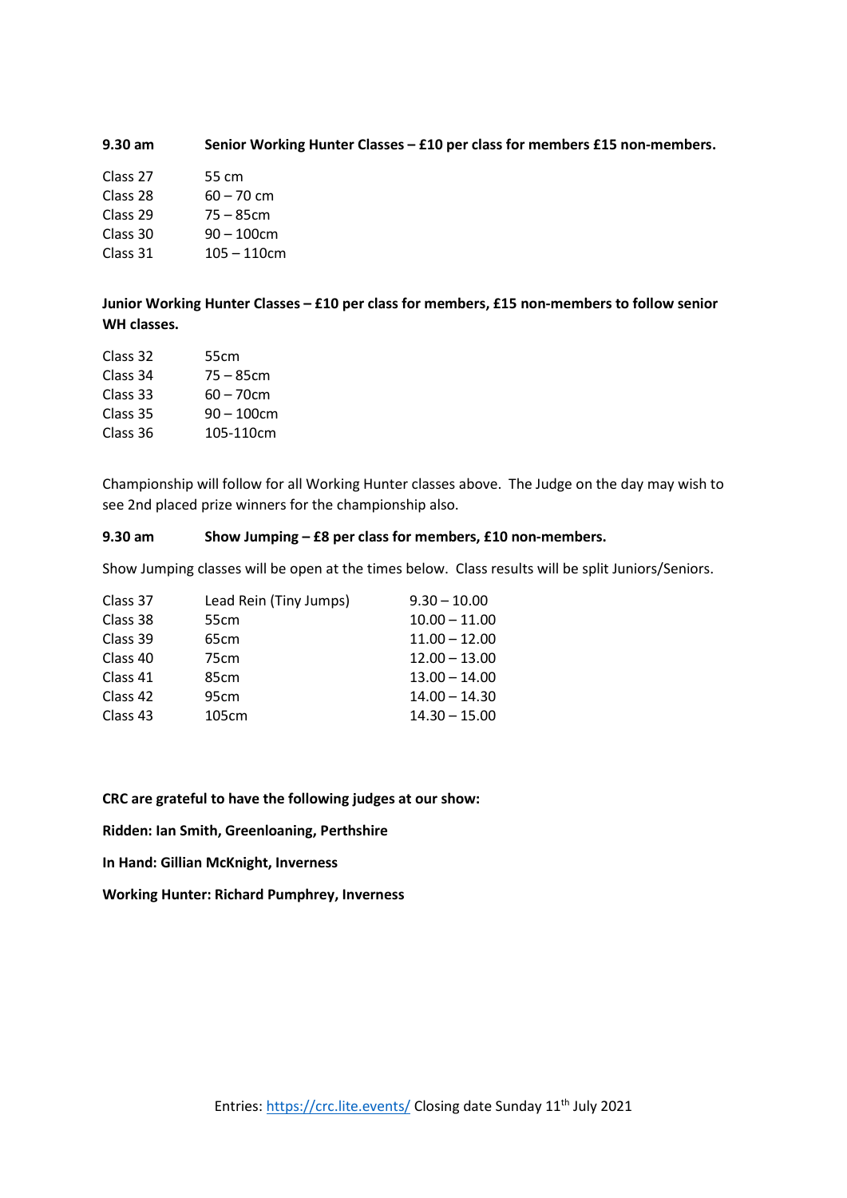**9.30 am Senior Working Hunter Classes – £10 per class for members £15 non-members.**

| | |
|---|---|
| Class 27 | 55 cm |
| Class 28 | 60 – 70 cm |
| Class 29 | 75 – 85cm |
| Class 30 | 90 – 100cm |
| Class 31 | 105 – 110cm |

**Junior Working Hunter Classes – £10 per class for members, £15 non-members to follow senior WH classes.**

| | |
|---|---|
| Class 32 | 55cm |
| Class 34 | 75 – 85cm |
| Class 33 | 60 – 70cm |
| Class 35 | 90 – 100cm |
| Class 36 | 105-110cm |

Championship will follow for all Working Hunter classes above. The Judge on the day may wish to see 2nd placed prize winners for the championship also.

**9.30 am Show Jumping – £8 per class for members, £10 non-members.**

Show Jumping classes will be open at the times below. Class results will be split Juniors/Seniors.

| | | |
|---|---|---|
| Class 37 | Lead Rein (Tiny Jumps) | 9.30 – 10.00 |
| Class 38 | 55cm | 10.00 – 11.00 |
| Class 39 | 65cm | 11.00 – 12.00 |
| Class 40 | 75cm | 12.00 – 13.00 |
| Class 41 | 85cm | 13.00 – 14.00 |
| Class 42 | 95cm | 14.00 – 14.30 |
| Class 43 | 105cm | 14.30 – 15.00 |

**CRC are grateful to have the following judges at our show:**

**Ridden: Ian Smith, Greenloaning, Perthshire**

**In Hand: Gillian McKnight, Inverness**

**Working Hunter: Richard Pumphrey, Inverness**

Entries: https://crc.lite.events/ Closing date Sunday 11th July 2021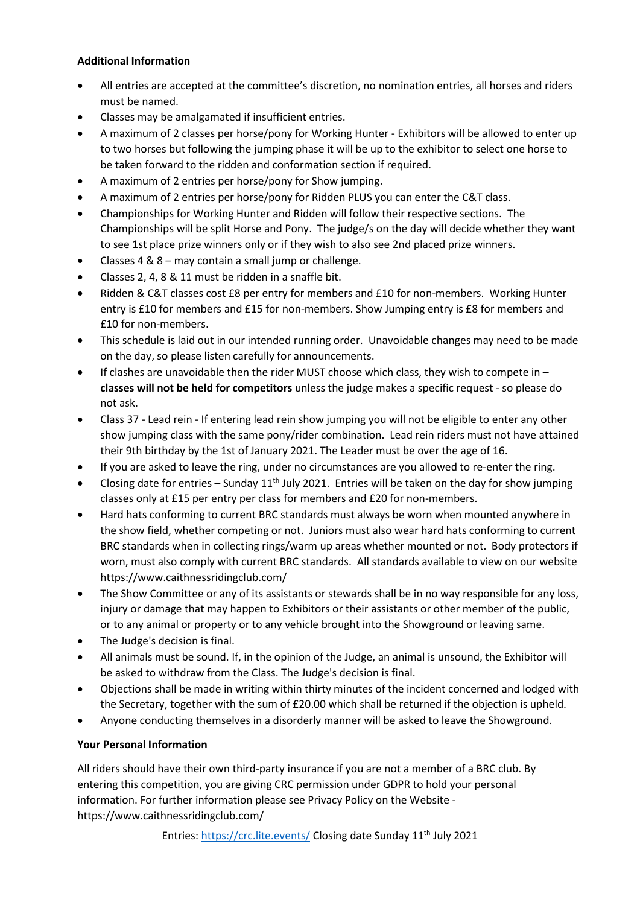**Additional Information**

- All entries are accepted at the committee's discretion, no nomination entries, all horses and riders must be named.
- Classes may be amalgamated if insufficient entries.
- A maximum of 2 classes per horse/pony for Working Hunter - Exhibitors will be allowed to enter up to two horses but following the jumping phase it will be up to the exhibitor to select one horse to be taken forward to the ridden and conformation section if required.
- A maximum of 2 entries per horse/pony for Show jumping.
- A maximum of 2 entries per horse/pony for Ridden PLUS you can enter the C&T class.
- Championships for Working Hunter and Ridden will follow their respective sections. The Championships will be split Horse and Pony. The judge/s on the day will decide whether they want to see 1st place prize winners only or if they wish to also see 2nd placed prize winners.
- Classes 4 & 8 – may contain a small jump or challenge.
- Classes 2, 4, 8 & 11 must be ridden in a snaffle bit.
- Ridden & C&T classes cost £8 per entry for members and £10 for non-members. Working Hunter entry is £10 for members and £15 for non-members. Show Jumping entry is £8 for members and £10 for non-members.
- This schedule is laid out in our intended running order. Unavoidable changes may need to be made on the day, so please listen carefully for announcements.
- If clashes are unavoidable then the rider MUST choose which class, they wish to compete in – **classes will not be held for competitors** unless the judge makes a specific request - so please do not ask.
- Class 37 - Lead rein - If entering lead rein show jumping you will not be eligible to enter any other show jumping class with the same pony/rider combination. Lead rein riders must not have attained their 9th birthday by the 1st of January 2021. The Leader must be over the age of 16.
- If you are asked to leave the ring, under no circumstances are you allowed to re-enter the ring.
- Closing date for entries – Sunday 11th July 2021. Entries will be taken on the day for show jumping classes only at £15 per entry per class for members and £20 for non-members.
- Hard hats conforming to current BRC standards must always be worn when mounted anywhere in the show field, whether competing or not. Juniors must also wear hard hats conforming to current BRC standards when in collecting rings/warm up areas whether mounted or not. Body protectors if worn, must also comply with current BRC standards. All standards available to view on our website https://www.caithnessridingclub.com/
- The Show Committee or any of its assistants or stewards shall be in no way responsible for any loss, injury or damage that may happen to Exhibitors or their assistants or other member of the public, or to any animal or property or to any vehicle brought into the Showground or leaving same.
- The Judge's decision is final.
- All animals must be sound. If, in the opinion of the Judge, an animal is unsound, the Exhibitor will be asked to withdraw from the Class. The Judge's decision is final.
- Objections shall be made in writing within thirty minutes of the incident concerned and lodged with the Secretary, together with the sum of £20.00 which shall be returned if the objection is upheld.
- Anyone conducting themselves in a disorderly manner will be asked to leave the Showground.

**Your Personal Information**

All riders should have their own third-party insurance if you are not a member of a BRC club. By entering this competition, you are giving CRC permission under GDPR to hold your personal information. For further information please see Privacy Policy on the Website - https://www.caithnessridingclub.com/

Entries: https://crc.lite.events/ Closing date Sunday 11th July 2021